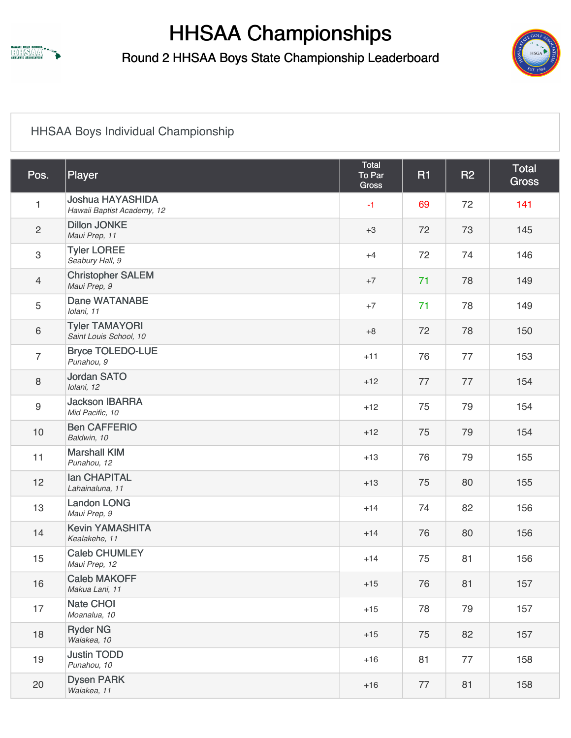# HHSAA Championships

## Round 2 HHSAA Boys State Championship Leaderboard

### HHSAA Boys Individual Championship

| Pos. | Player | Total To Par Gross | R1 | R2 | Total Gross |
|---|---|---|---|---|---|
| 1 | Joshua HAYASHIDA<br>*Hawaii Baptist Academy, 12* | -1 | 69 | 72 | 141 |
| 2 | Dillon JONKE<br>*Maui Prep, 11* | +3 | 72 | 73 | 145 |
| 3 | Tyler LOREE<br>*Seabury Hall, 9* | +4 | 72 | 74 | 146 |
| 4 | Christopher SALEM<br>*Maui Prep, 9* | +7 | 71 | 78 | 149 |
| 5 | Dane WATANABE<br>*Iolani, 11* | +7 | 71 | 78 | 149 |
| 6 | Tyler TAMAYORI<br>*Saint Louis School, 10* | +8 | 72 | 78 | 150 |
| 7 | Bryce TOLEDO-LUE<br>*Punahou, 9* | +11 | 76 | 77 | 153 |
| 8 | Jordan SATO<br>*Iolani, 12* | +12 | 77 | 77 | 154 |
| 9 | Jackson IBARRA<br>*Mid Pacific, 10* | +12 | 75 | 79 | 154 |
| 10 | Ben CAFFERIO<br>*Baldwin, 10* | +12 | 75 | 79 | 154 |
| 11 | Marshall KIM<br>*Punahou, 12* | +13 | 76 | 79 | 155 |
| 12 | Ian CHAPITAL<br>*Lahainaluna, 11* | +13 | 75 | 80 | 155 |
| 13 | Landon LONG<br>*Maui Prep, 9* | +14 | 74 | 82 | 156 |
| 14 | Kevin YAMASHITA<br>*Kealakehe, 11* | +14 | 76 | 80 | 156 |
| 15 | Caleb CHUMLEY<br>*Maui Prep, 12* | +14 | 75 | 81 | 156 |
| 16 | Caleb MAKOFF<br>*Makua Lani, 11* | +15 | 76 | 81 | 157 |
| 17 | Nate CHOI<br>*Moanalua, 10* | +15 | 78 | 79 | 157 |
| 18 | Ryder NG<br>*Waiakea, 10* | +15 | 75 | 82 | 157 |
| 19 | Justin TODD<br>*Punahou, 10* | +16 | 81 | 77 | 158 |
| 20 | Dysen PARK<br>*Waiakea, 11* | +16 | 77 | 81 | 158 |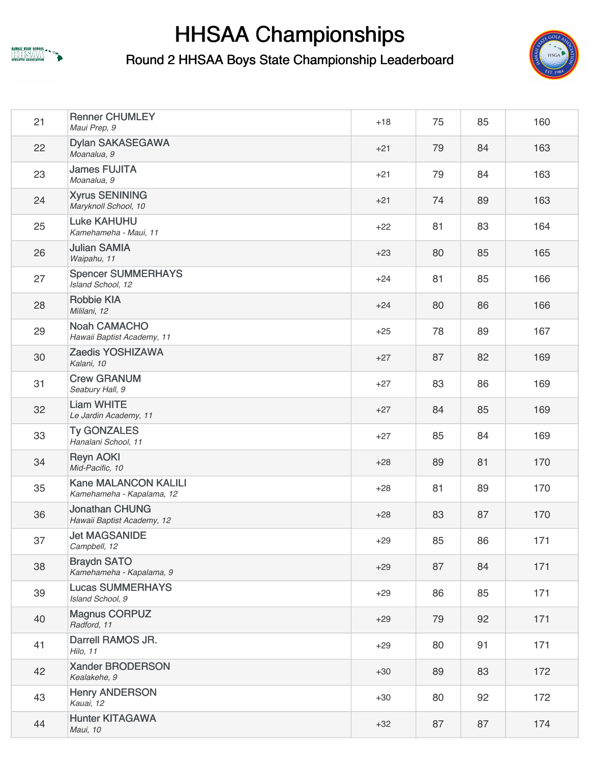# HHSAA Championships

## Round 2 HHSAA Boys State Championship Leaderboard

| | | | | | |
|---|---|---|---|---|---|
| 21 | Renner CHUMLEY<br>*Maui Prep, 9* | +18 | 75 | 85 | 160 |
| 22 | Dylan SAKASEGAWA<br>*Moanalua, 9* | +21 | 79 | 84 | 163 |
| 23 | James FUJITA<br>*Moanalua, 9* | +21 | 79 | 84 | 163 |
| 24 | Xyrus SENINING<br>*Maryknoll School, 10* | +21 | 74 | 89 | 163 |
| 25 | Luke KAHUHU<br>*Kamehameha - Maui, 11* | +22 | 81 | 83 | 164 |
| 26 | Julian SAMIA<br>*Waipahu, 11* | +23 | 80 | 85 | 165 |
| 27 | Spencer SUMMERHAYS<br>*Island School, 12* | +24 | 81 | 85 | 166 |
| 28 | Robbie KIA<br>*Mililani, 12* | +24 | 80 | 86 | 166 |
| 29 | Noah CAMACHO<br>*Hawaii Baptist Academy, 11* | +25 | 78 | 89 | 167 |
| 30 | Zaedis YOSHIZAWA<br>*Kalani, 10* | +27 | 87 | 82 | 169 |
| 31 | Crew GRANUM<br>*Seabury Hall, 9* | +27 | 83 | 86 | 169 |
| 32 | Liam WHITE<br>*Le Jardin Academy, 11* | +27 | 84 | 85 | 169 |
| 33 | Ty GONZALES<br>*Hanalani School, 11* | +27 | 85 | 84 | 169 |
| 34 | Reyn AOKI<br>*Mid-Pacific, 10* | +28 | 89 | 81 | 170 |
| 35 | Kane MALANCON KALILI<br>*Kamehameha - Kapalama, 12* | +28 | 81 | 89 | 170 |
| 36 | Jonathan CHUNG<br>*Hawaii Baptist Academy, 12* | +28 | 83 | 87 | 170 |
| 37 | Jet MAGSANIDE<br>*Campbell, 12* | +29 | 85 | 86 | 171 |
| 38 | Braydn SATO<br>*Kamehameha - Kapalama, 9* | +29 | 87 | 84 | 171 |
| 39 | Lucas SUMMERHAYS<br>*Island School, 9* | +29 | 86 | 85 | 171 |
| 40 | Magnus CORPUZ<br>*Radford, 11* | +29 | 79 | 92 | 171 |
| 41 | Darrell RAMOS JR.<br>*Hilo, 11* | +29 | 80 | 91 | 171 |
| 42 | Xander BRODERSON<br>*Kealakehe, 9* | +30 | 89 | 83 | 172 |
| 43 | Henry ANDERSON<br>*Kauai, 12* | +30 | 80 | 92 | 172 |
| 44 | Hunter KITAGAWA<br>*Maui, 10* | +32 | 87 | 87 | 174 |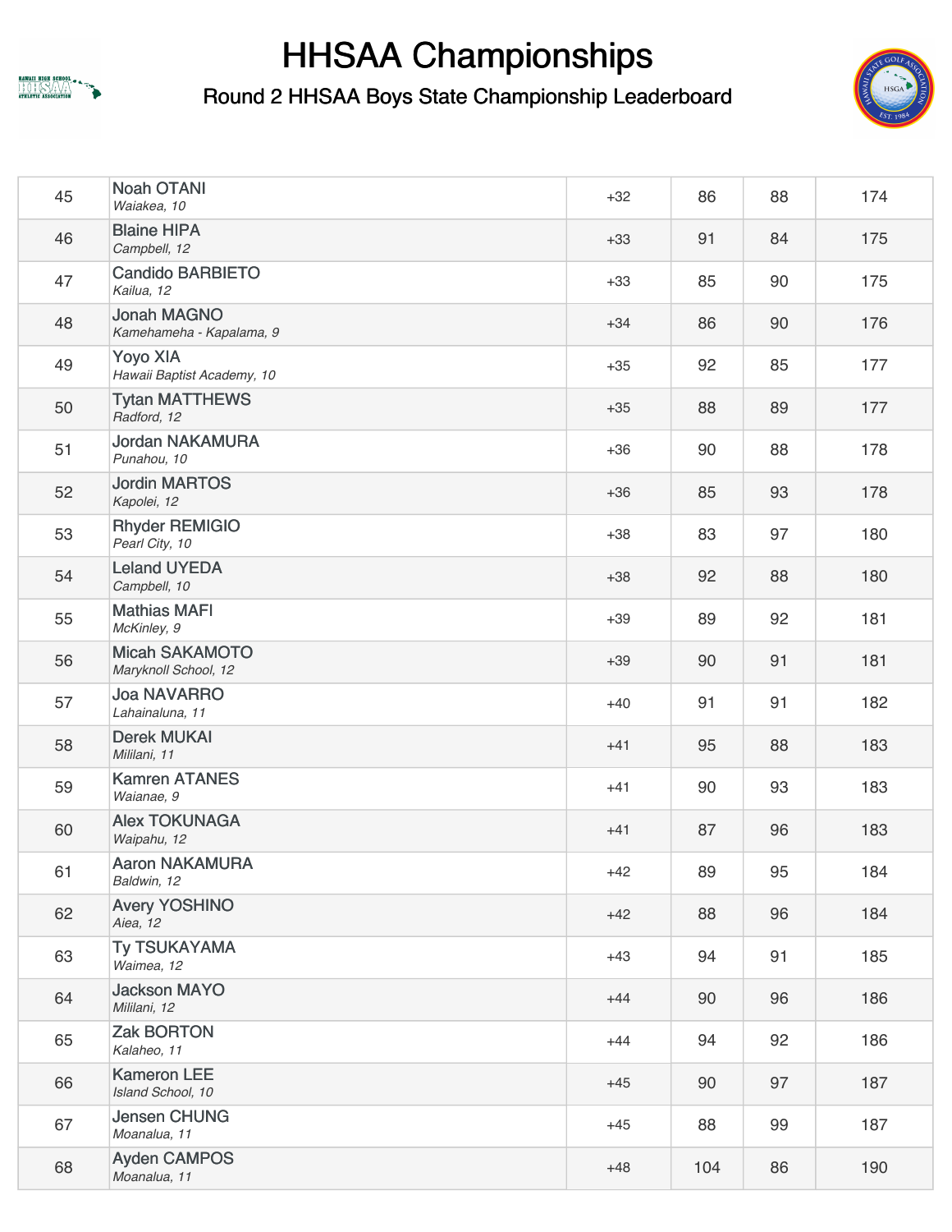# HHSAA Championships

## Round 2 HHSAA Boys State Championship Leaderboard

| | | | | | |
|---|---|---|---|---|---|
| 45 | Noah OTANI<br>*Waiakea, 10* | +32 | 86 | 88 | 174 |
| 46 | Blaine HIPA<br>*Campbell, 12* | +33 | 91 | 84 | 175 |
| 47 | Candido BARBIETO<br>*Kailua, 12* | +33 | 85 | 90 | 175 |
| 48 | Jonah MAGNO<br>*Kamehameha - Kapalama, 9* | +34 | 86 | 90 | 176 |
| 49 | Yoyo XIA<br>*Hawaii Baptist Academy, 10* | +35 | 92 | 85 | 177 |
| 50 | Tytan MATTHEWS<br>*Radford, 12* | +35 | 88 | 89 | 177 |
| 51 | Jordan NAKAMURA<br>*Punahou, 10* | +36 | 90 | 88 | 178 |
| 52 | Jordin MARTOS<br>*Kapolei, 12* | +36 | 85 | 93 | 178 |
| 53 | Rhyder REMIGIO<br>*Pearl City, 10* | +38 | 83 | 97 | 180 |
| 54 | Leland UYEDA<br>*Campbell, 10* | +38 | 92 | 88 | 180 |
| 55 | Mathias MAFI<br>*McKinley, 9* | +39 | 89 | 92 | 181 |
| 56 | Micah SAKAMOTO<br>*Maryknoll School, 12* | +39 | 90 | 91 | 181 |
| 57 | Joa NAVARRO<br>*Lahainaluna, 11* | +40 | 91 | 91 | 182 |
| 58 | Derek MUKAI<br>*Mililani, 11* | +41 | 95 | 88 | 183 |
| 59 | Kamren ATANES<br>*Waianae, 9* | +41 | 90 | 93 | 183 |
| 60 | Alex TOKUNAGA<br>*Waipahu, 12* | +41 | 87 | 96 | 183 |
| 61 | Aaron NAKAMURA<br>*Baldwin, 12* | +42 | 89 | 95 | 184 |
| 62 | Avery YOSHINO<br>*Aiea, 12* | +42 | 88 | 96 | 184 |
| 63 | Ty TSUKAYAMA<br>*Waimea, 12* | +43 | 94 | 91 | 185 |
| 64 | Jackson MAYO<br>*Mililani, 12* | +44 | 90 | 96 | 186 |
| 65 | Zak BORTON<br>*Kalaheo, 11* | +44 | 94 | 92 | 186 |
| 66 | Kameron LEE<br>*Island School, 10* | +45 | 90 | 97 | 187 |
| 67 | Jensen CHUNG<br>*Moanalua, 11* | +45 | 88 | 99 | 187 |
| 68 | Ayden CAMPOS<br>*Moanalua, 11* | +48 | 104 | 86 | 190 |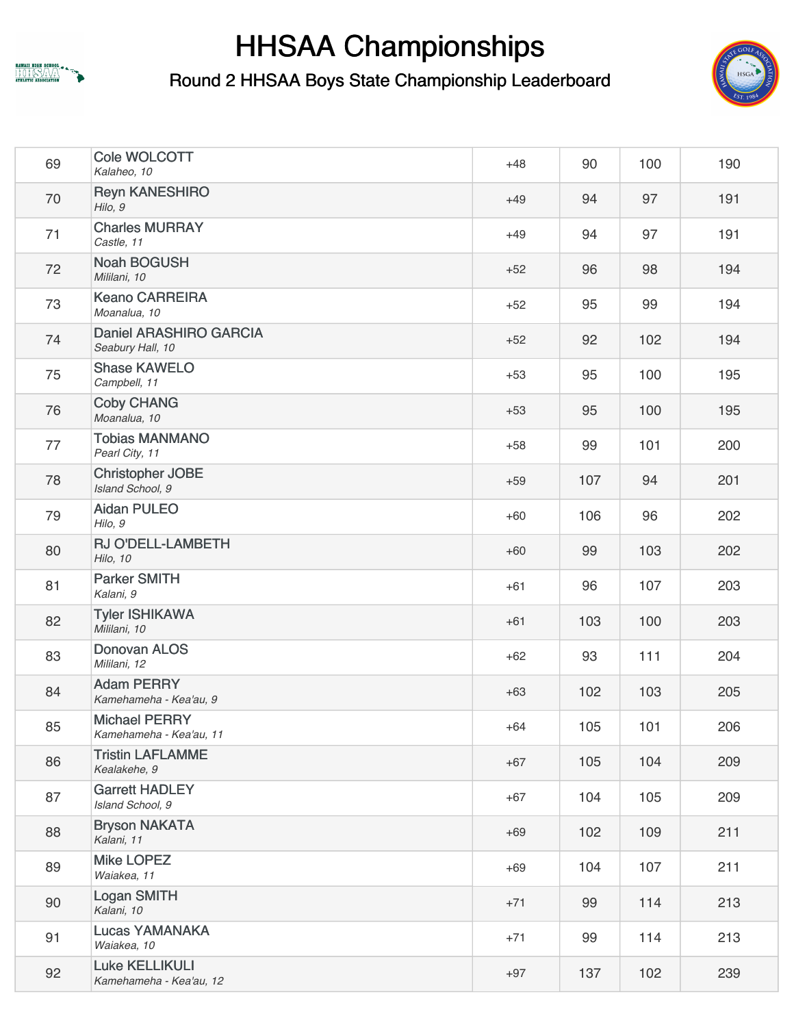# HHSAA Championships

## Round 2 HHSAA Boys State Championship Leaderboard

| | | | | | |
|---|---|---|---|---|---|
| 69 | Cole WOLCOTT<br>*Kalaheo, 10* | +48 | 90 | 100 | 190 |
| 70 | Reyn KANESHIRO<br>*Hilo, 9* | +49 | 94 | 97 | 191 |
| 71 | Charles MURRAY<br>*Castle, 11* | +49 | 94 | 97 | 191 |
| 72 | Noah BOGUSH<br>*Mililani, 10* | +52 | 96 | 98 | 194 |
| 73 | Keano CARREIRA<br>*Moanalua, 10* | +52 | 95 | 99 | 194 |
| 74 | Daniel ARASHIRO GARCIA<br>*Seabury Hall, 10* | +52 | 92 | 102 | 194 |
| 75 | Shase KAWELO<br>*Campbell, 11* | +53 | 95 | 100 | 195 |
| 76 | Coby CHANG<br>*Moanalua, 10* | +53 | 95 | 100 | 195 |
| 77 | Tobias MANMANO<br>*Pearl City, 11* | +58 | 99 | 101 | 200 |
| 78 | Christopher JOBE<br>*Island School, 9* | +59 | 107 | 94 | 201 |
| 79 | Aidan PULEO<br>*Hilo, 9* | +60 | 106 | 96 | 202 |
| 80 | RJ O'DELL-LAMBETH<br>*Hilo, 10* | +60 | 99 | 103 | 202 |
| 81 | Parker SMITH<br>*Kalani, 9* | +61 | 96 | 107 | 203 |
| 82 | Tyler ISHIKAWA<br>*Mililani, 10* | +61 | 103 | 100 | 203 |
| 83 | Donovan ALOS<br>*Mililani, 12* | +62 | 93 | 111 | 204 |
| 84 | Adam PERRY<br>*Kamehameha - Kea'au, 9* | +63 | 102 | 103 | 205 |
| 85 | Michael PERRY<br>*Kamehameha - Kea'au, 11* | +64 | 105 | 101 | 206 |
| 86 | Tristin LAFLAMME<br>*Kealakehe, 9* | +67 | 105 | 104 | 209 |
| 87 | Garrett HADLEY<br>*Island School, 9* | +67 | 104 | 105 | 209 |
| 88 | Bryson NAKATA<br>*Kalani, 11* | +69 | 102 | 109 | 211 |
| 89 | Mike LOPEZ<br>*Waiakea, 11* | +69 | 104 | 107 | 211 |
| 90 | Logan SMITH<br>*Kalani, 10* | +71 | 99 | 114 | 213 |
| 91 | Lucas YAMANAKA<br>*Waiakea, 10* | +71 | 99 | 114 | 213 |
| 92 | Luke KELLIKULI<br>*Kamehameha - Kea'au, 12* | +97 | 137 | 102 | 239 |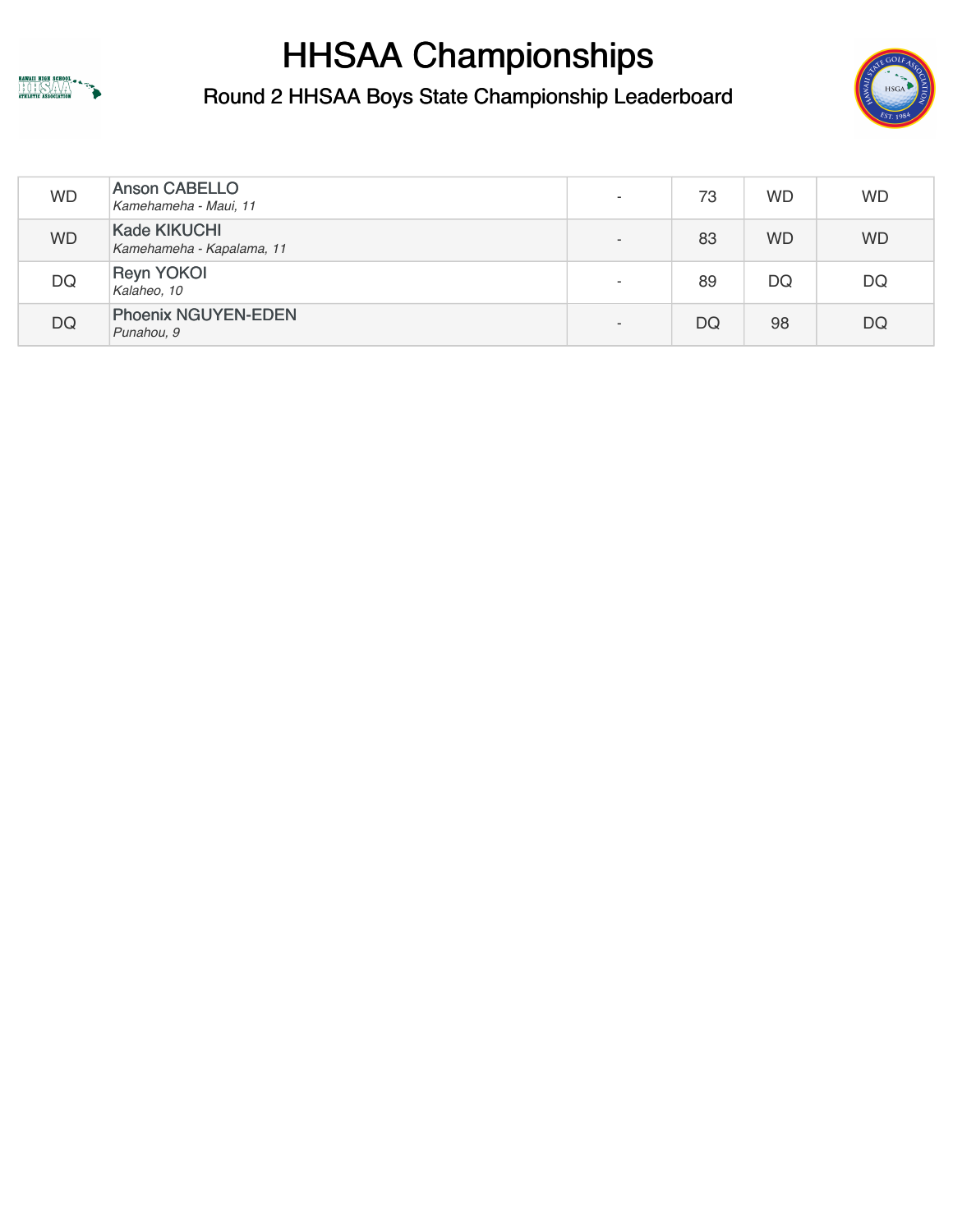# HHSAA Championships

## Round 2 HHSAA Boys State Championship Leaderboard

| | | | | | |
|---|---|---|---|---|---|
| WD | Anson CABELLO<br>*Kamehameha - Maui, 11* | - | 73 | WD | WD |
| WD | Kade KIKUCHI<br>*Kamehameha - Kapalama, 11* | - | 83 | WD | WD |
| DQ | Reyn YOKOI<br>*Kalaheo, 10* | - | 89 | DQ | DQ |
| DQ | Phoenix NGUYEN-EDEN<br>*Punahou, 9* | - | DQ | 98 | DQ |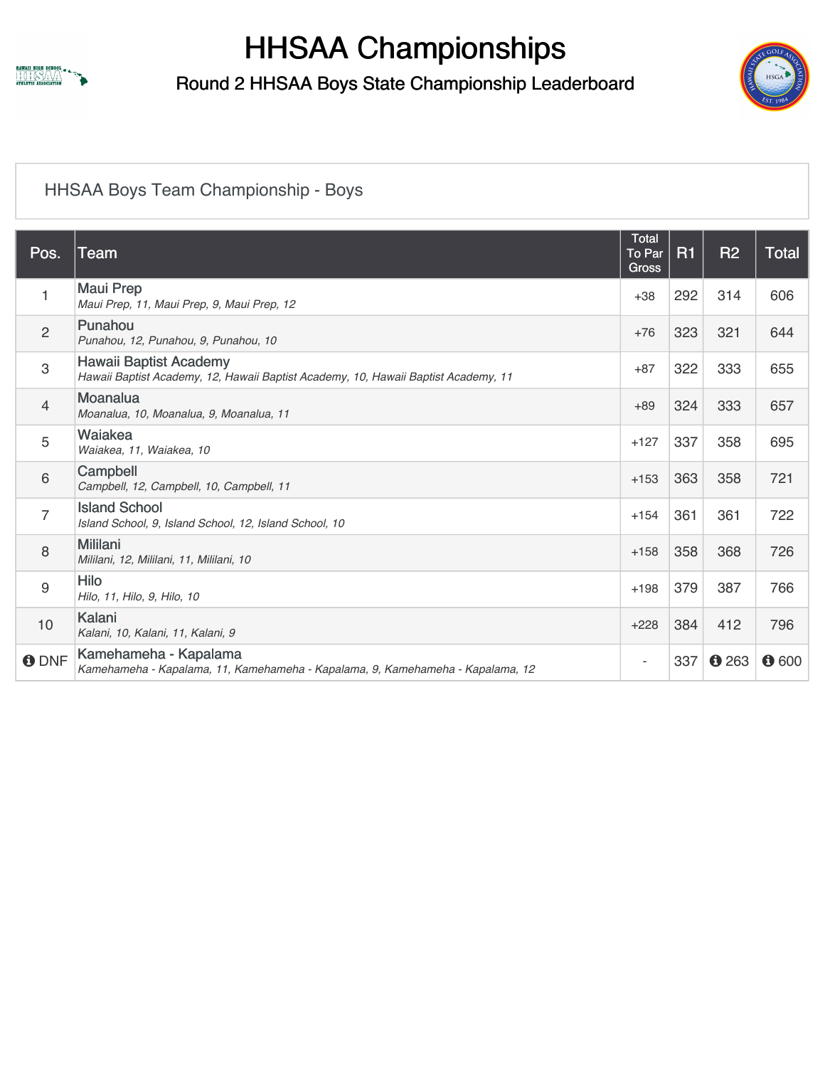# HHSAA Championships

## Round 2 HHSAA Boys State Championship Leaderboard

HHSAA Boys Team Championship - Boys

| Pos. | Team | Total To Par Gross | R1 | R2 | Total |
|---|---|---|---|---|---|
| 1 | Maui Prep<br>*Maui Prep, 11, Maui Prep, 9, Maui Prep, 12* | +38 | 292 | 314 | 606 |
| 2 | Punahou<br>*Punahou, 12, Punahou, 9, Punahou, 10* | +76 | 323 | 321 | 644 |
| 3 | Hawaii Baptist Academy<br>*Hawaii Baptist Academy, 12, Hawaii Baptist Academy, 10, Hawaii Baptist Academy, 11* | +87 | 322 | 333 | 655 |
| 4 | Moanalua<br>*Moanalua, 10, Moanalua, 9, Moanalua, 11* | +89 | 324 | 333 | 657 |
| 5 | Waiakea<br>*Waiakea, 11, Waiakea, 10* | +127 | 337 | 358 | 695 |
| 6 | Campbell<br>*Campbell, 12, Campbell, 10, Campbell, 11* | +153 | 363 | 358 | 721 |
| 7 | Island School<br>*Island School, 9, Island School, 12, Island School, 10* | +154 | 361 | 361 | 722 |
| 8 | Mililani<br>*Mililani, 12, Mililani, 11, Mililani, 10* | +158 | 358 | 368 | 726 |
| 9 | Hilo<br>*Hilo, 11, Hilo, 9, Hilo, 10* | +198 | 379 | 387 | 766 |
| 10 | Kalani<br>*Kalani, 10, Kalani, 11, Kalani, 9* | +228 | 384 | 412 | 796 |
| DNF | Kamehameha - Kapalama<br>*Kamehameha - Kapalama, 11, Kamehameha - Kapalama, 9, Kamehameha - Kapalama, 12* | - | 337 | 263 | 600 |